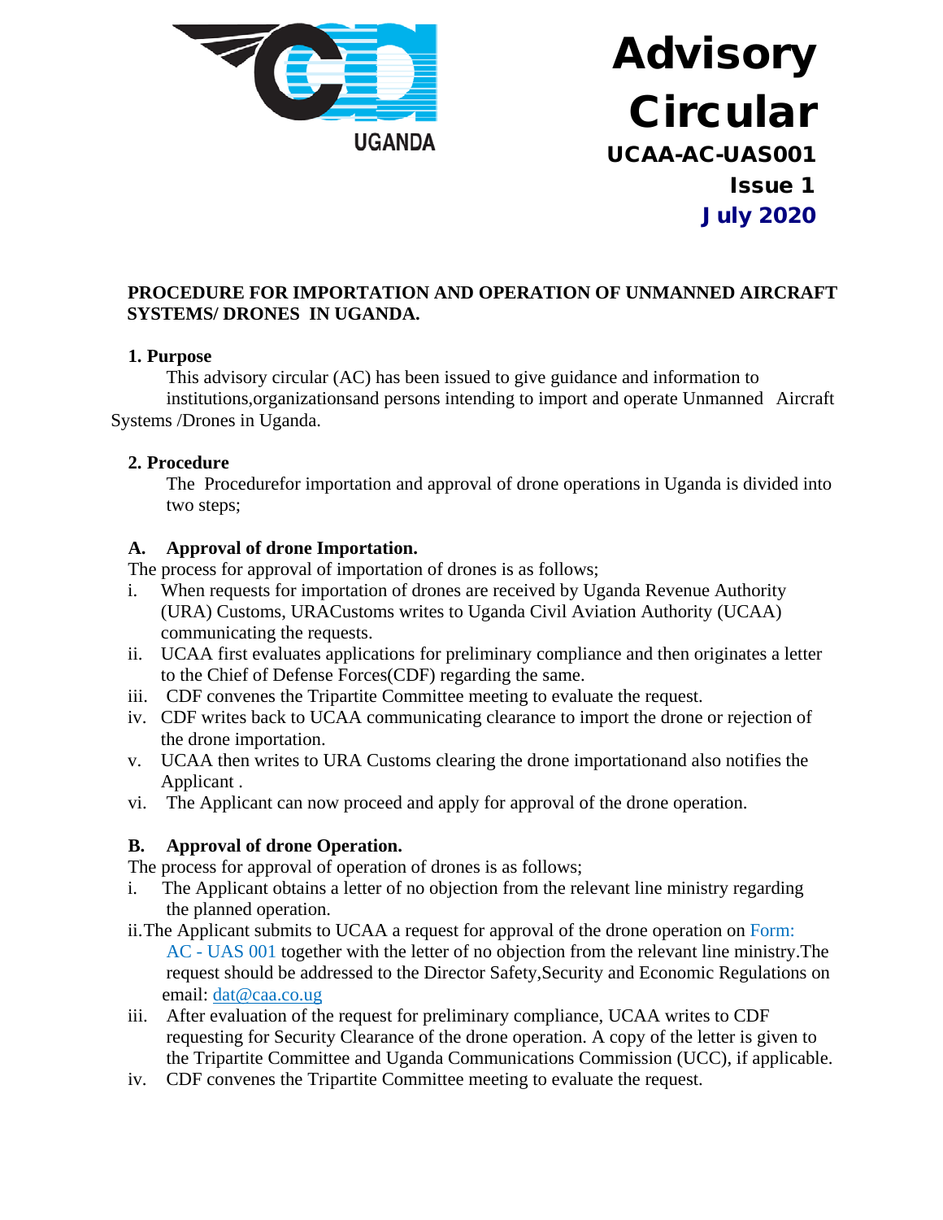UGANDA

# Advisory Circular

**UCAA-AC-UAS001**

**Issue 1**

**July 2020**

## PROCEDURE FOR IMPORTATION AND OPERATION OF UNMANNED AIRCRAFT SYSTEMS/ DRONES IN UGANDA.

### 1. Purpose

This advisory circular (AC) has been issued to give guidance and information to institutions,organizationsand persons intending to import and operate Unmanned Aircraft Systems /Drones in Uganda.

### 2. Procedure

The Procedurefor importation and approval of drone operations in Uganda is divided into two steps;

### A. Approval of drone Importation.

The process for approval of importation of drones is as follows;

i. When requests for importation of drones are received by Uganda Revenue Authority (URA) Customs, URACustoms writes to Uganda Civil Aviation Authority (UCAA) communicating the requests.

ii. UCAA first evaluates applications for preliminary compliance and then originates a letter to the Chief of Defense Forces(CDF) regarding the same.

iii. CDF convenes the Tripartite Committee meeting to evaluate the request.

iv. CDF writes back to UCAA communicating clearance to import the drone or rejection of the drone importation.

v. UCAA then writes to URA Customs clearing the drone importationand also notifies the Applicant .

vi. The Applicant can now proceed and apply for approval of the drone operation.

### B. Approval of drone Operation.

The process for approval of operation of drones is as follows;

i. The Applicant obtains a letter of no objection from the relevant line ministry regarding the planned operation.

ii. The Applicant submits to UCAA a request for approval of the drone operation on Form: AC - UAS 001 together with the letter of no objection from the relevant line ministry.The request should be addressed to the Director Safety,Security and Economic Regulations on email: dat@caa.co.ug

iii. After evaluation of the request for preliminary compliance, UCAA writes to CDF requesting for Security Clearance of the drone operation. A copy of the letter is given to the Tripartite Committee and Uganda Communications Commission (UCC), if applicable.

iv. CDF convenes the Tripartite Committee meeting to evaluate the request.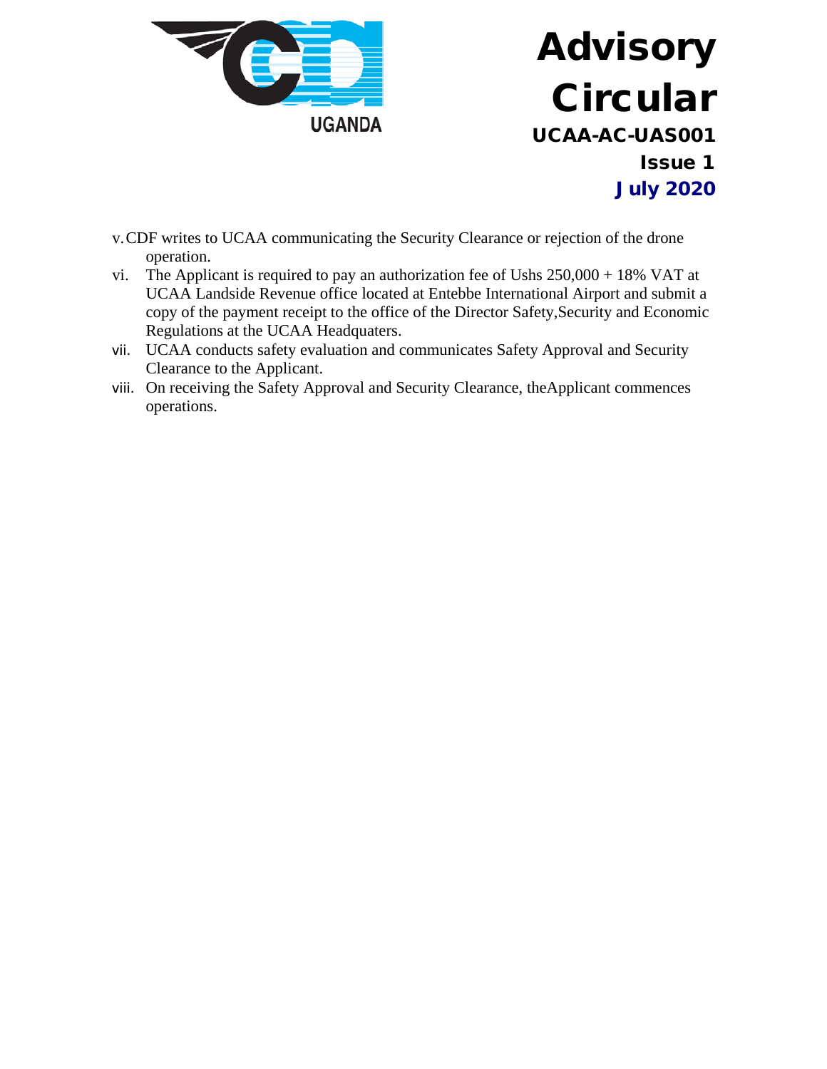v. CDF writes to UCAA communicating the Security Clearance or rejection of the drone operation.

vi. The Applicant is required to pay an authorization fee of Ushs 250,000 + 18% VAT at UCAA Landside Revenue office located at Entebbe International Airport and submit a copy of the payment receipt to the office of the Director Safety,Security and Economic Regulations at the UCAA Headquaters.

vii. UCAA conducts safety evaluation and communicates Safety Approval and Security Clearance to the Applicant.

viii. On receiving the Safety Approval and Security Clearance, theApplicant commences operations.